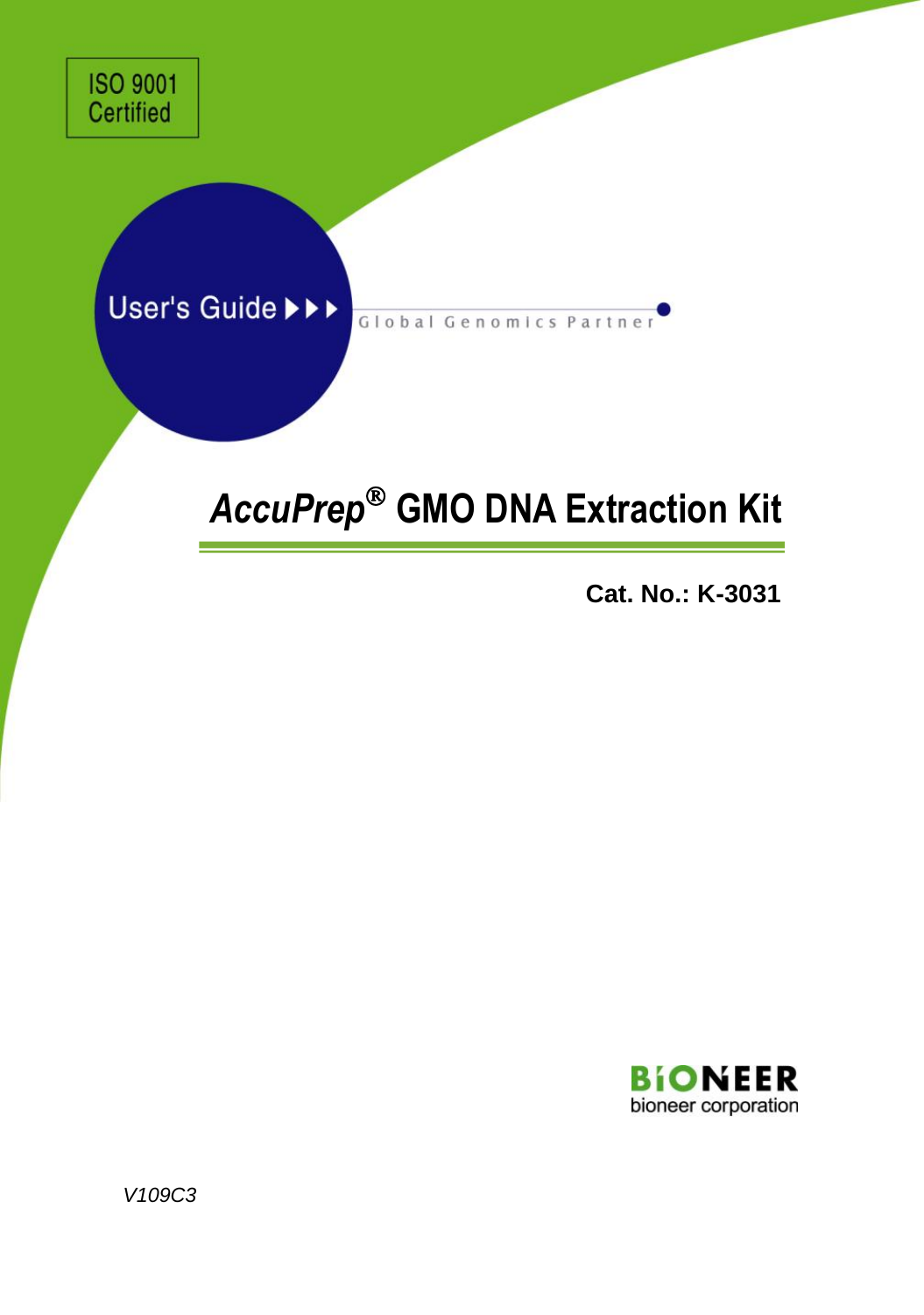ISO 9001 Certified

User's Guide ▶▶▶

Global Genomics Partner

# *AccuPrep*® GMO DNA Extraction Kit

**Cat. No.: K-3031**

BIONEER
bioneer corporation

*V109C3*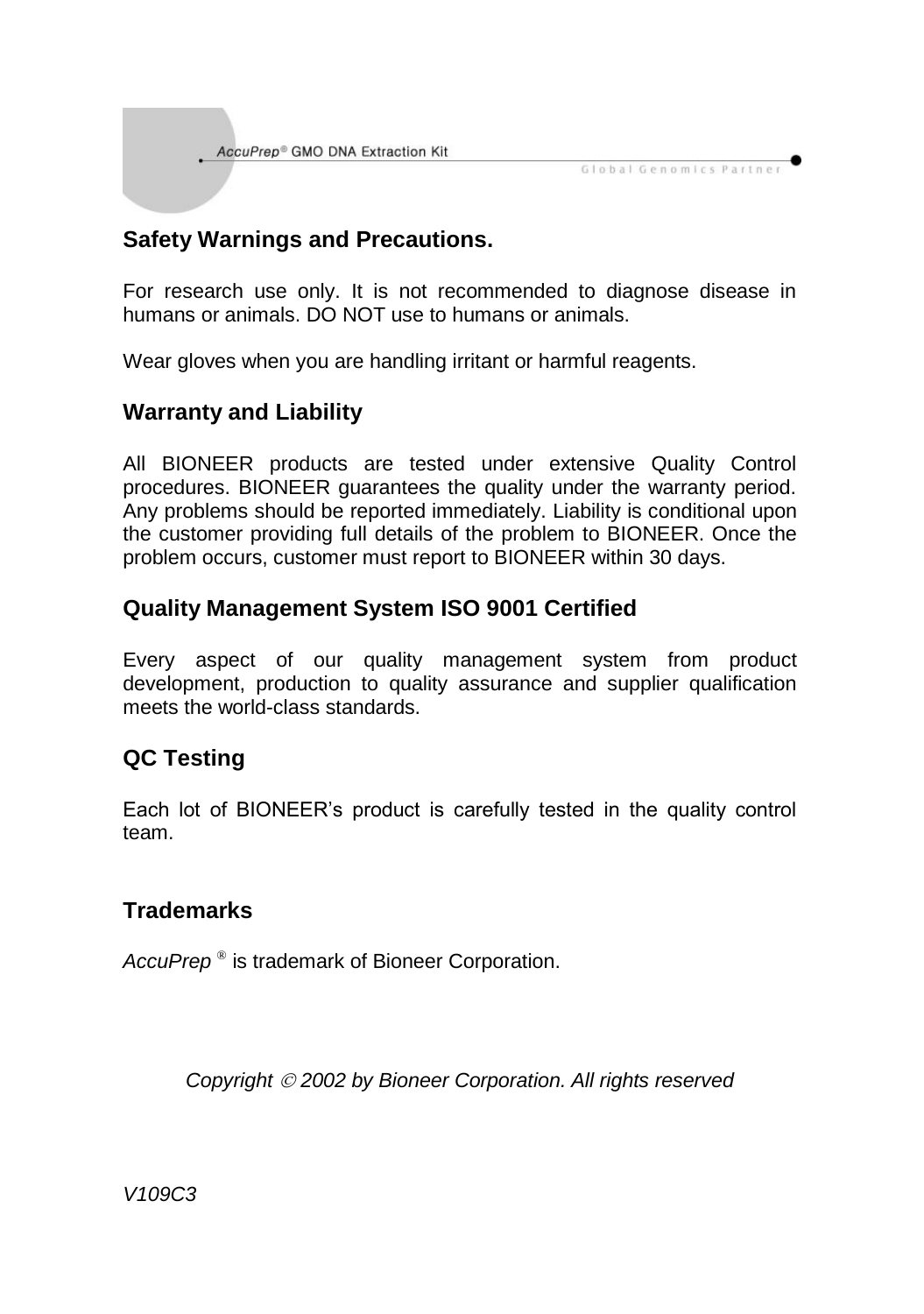## Safety Warnings and Precautions.

For research use only. It is not recommended to diagnose disease in humans or animals. DO NOT use to humans or animals.

Wear gloves when you are handling irritant or harmful reagents.

## Warranty and Liability

All BIONEER products are tested under extensive Quality Control procedures. BIONEER guarantees the quality under the warranty period. Any problems should be reported immediately. Liability is conditional upon the customer providing full details of the problem to BIONEER. Once the problem occurs, customer must report to BIONEER within 30 days.

## Quality Management System ISO 9001 Certified

Every aspect of our quality management system from product development, production to quality assurance and supplier qualification meets the world-class standards.

## QC Testing

Each lot of BIONEER's product is carefully tested in the quality control team.

## Trademarks

*AccuPrep* ® is trademark of Bioneer Corporation.

*Copyright © 2002 by Bioneer Corporation. All rights reserved*

*V109C3*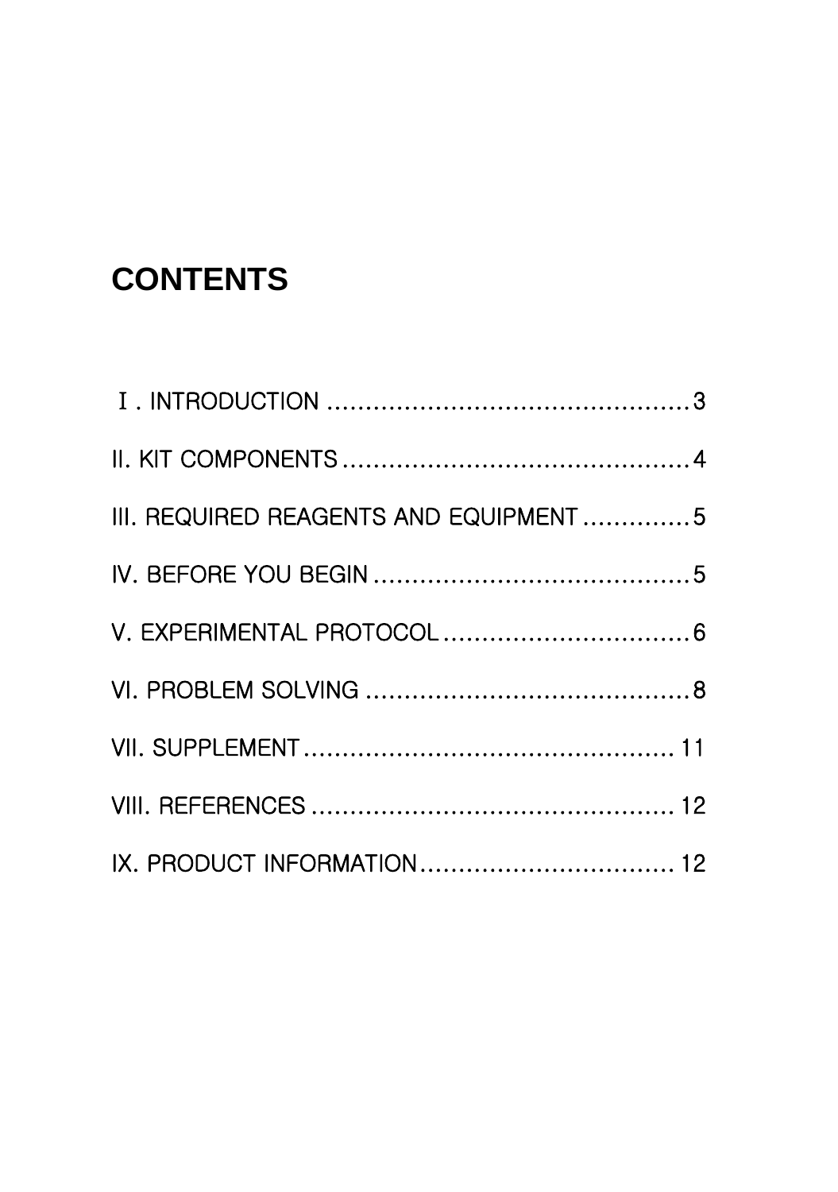# CONTENTS

Ⅰ. INTRODUCTION ................................................3

II. KIT COMPONENTS .............................................4

III. REQUIRED REAGENTS AND EQUIPMENT ..............5

IV. BEFORE YOU BEGIN ..........................................5

V. EXPERIMENTAL PROTOCOL .................................6

VI. PROBLEM SOLVING ...........................................8

VII. SUPPLEMENT ................................................. 11

VIII. REFERENCES ................................................ 12

IX. PRODUCT INFORMATION .................................. 12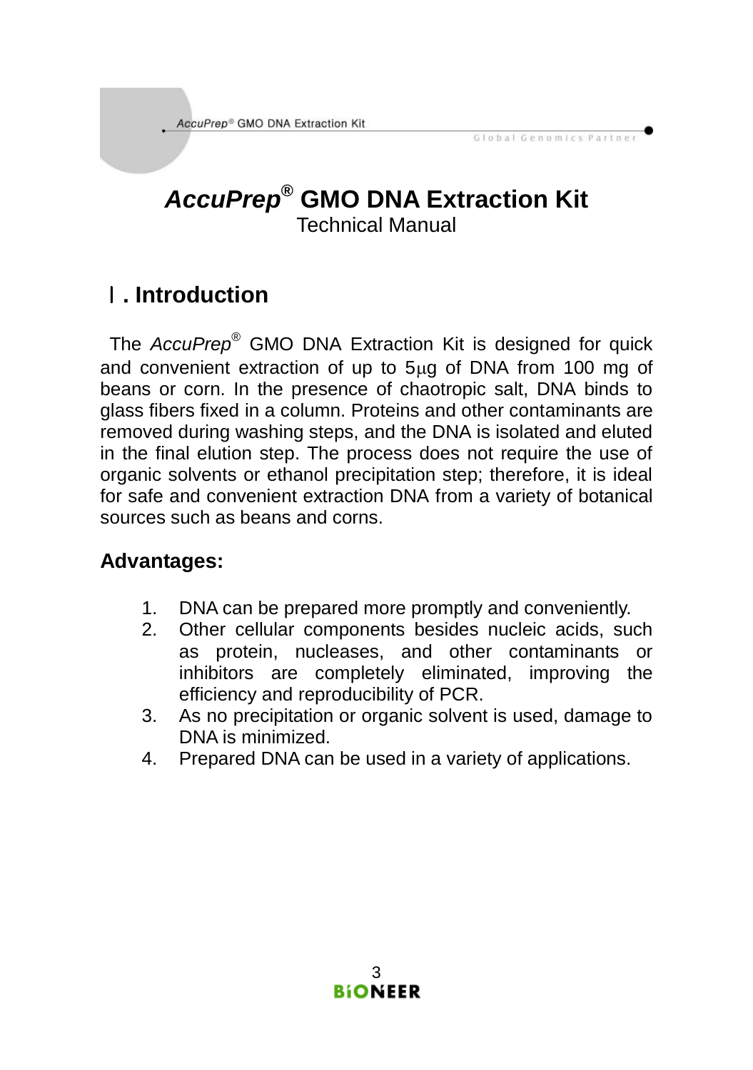# *AccuPrep*® GMO DNA Extraction Kit

Technical Manual

## Ⅰ. Introduction

The *AccuPrep*® GMO DNA Extraction Kit is designed for quick and convenient extraction of up to 5μg of DNA from 100 mg of beans or corn. In the presence of chaotropic salt, DNA binds to glass fibers fixed in a column. Proteins and other contaminants are removed during washing steps, and the DNA is isolated and eluted in the final elution step. The process does not require the use of organic solvents or ethanol precipitation step; therefore, it is ideal for safe and convenient extraction DNA from a variety of botanical sources such as beans and corns.

### Advantages:

1. DNA can be prepared more promptly and conveniently.
2. Other cellular components besides nucleic acids, such as protein, nucleases, and other contaminants or inhibitors are completely eliminated, improving the efficiency and reproducibility of PCR.
3. As no precipitation or organic solvent is used, damage to DNA is minimized.
4. Prepared DNA can be used in a variety of applications.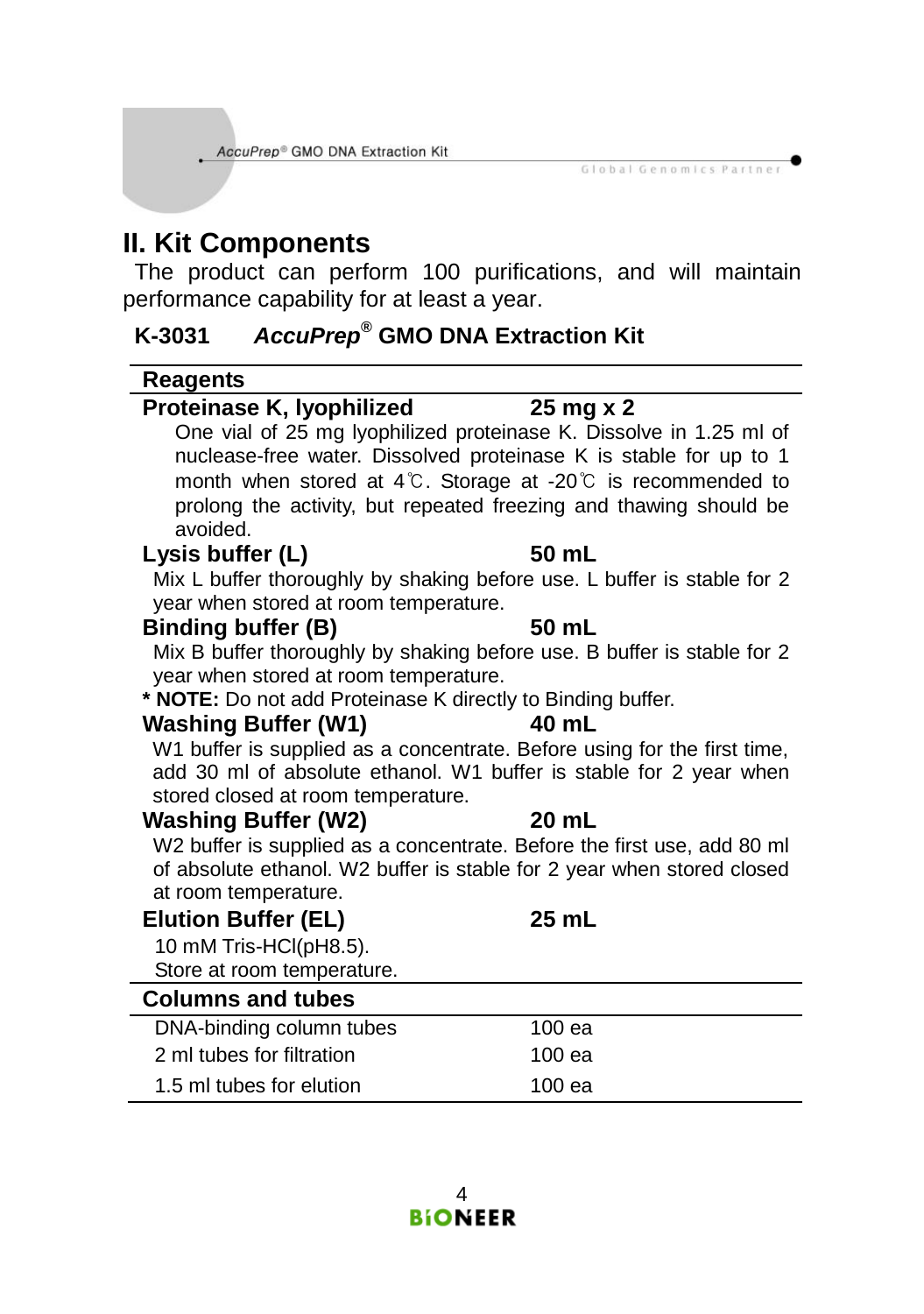## II. Kit Components

The product can perform 100 purifications, and will maintain performance capability for at least a year.

### K-3031 *AccuPrep®* GMO DNA Extraction Kit

| Reagents | |
|---|---|
| **Proteinase K, lyophilized** | **25 mg x 2** |
| One vial of 25 mg lyophilized proteinase K. Dissolve in 1.25 ml of nuclease-free water. Dissolved proteinase K is stable for up to 1 month when stored at 4℃. Storage at -20℃ is recommended to prolong the activity, but repeated freezing and thawing should be avoided. | |
| **Lysis buffer (L)** | **50 mL** |
| Mix L buffer thoroughly by shaking before use. L buffer is stable for 2 year when stored at room temperature. | |
| **Binding buffer (B)** | **50 mL** |
| Mix B buffer thoroughly by shaking before use. B buffer is stable for 2 year when stored at room temperature. | |
| * **NOTE:** Do not add Proteinase K directly to Binding buffer. | |
| **Washing Buffer (W1)** | **40 mL** |
| W1 buffer is supplied as a concentrate. Before using for the first time, add 30 ml of absolute ethanol. W1 buffer is stable for 2 year when stored closed at room temperature. | |
| **Washing Buffer (W2)** | **20 mL** |
| W2 buffer is supplied as a concentrate. Before the first use, add 80 ml of absolute ethanol. W2 buffer is stable for 2 year when stored closed at room temperature. | |
| **Elution Buffer (EL)** | **25 mL** |
| 10 mM Tris-HCl(pH8.5). Store at room temperature. | |

| Columns and tubes | |
|---|---|
| DNA-binding column tubes | 100 ea |
| 2 ml tubes for filtration | 100 ea |
| 1.5 ml tubes for elution | 100 ea |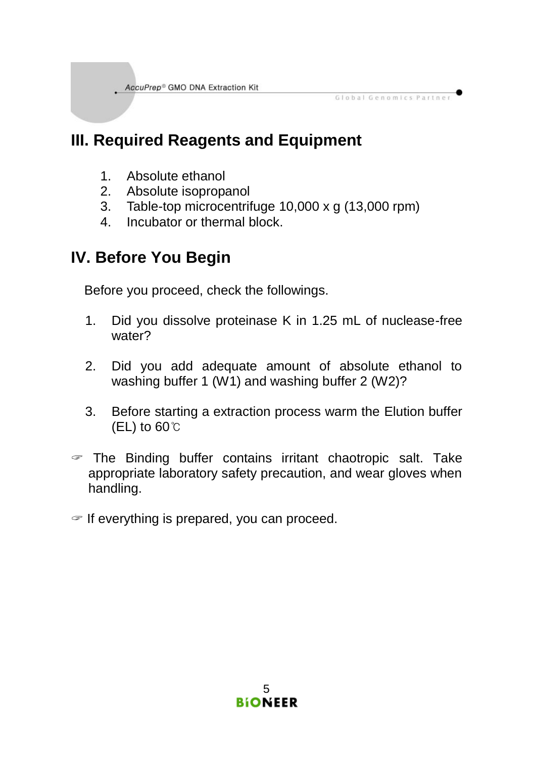## III. Required Reagents and Equipment

1. Absolute ethanol
2. Absolute isopropanol
3. Table-top microcentrifuge 10,000 x g (13,000 rpm)
4. Incubator or thermal block.

## IV. Before You Begin

Before you proceed, check the followings.

1. Did you dissolve proteinase K in 1.25 mL of nuclease-free water?

2. Did you add adequate amount of absolute ethanol to washing buffer 1 (W1) and washing buffer 2 (W2)?

3. Before starting a extraction process warm the Elution buffer (EL) to 60℃

☞ The Binding buffer contains irritant chaotropic salt. Take appropriate laboratory safety precaution, and wear gloves when handling.

☞ If everything is prepared, you can proceed.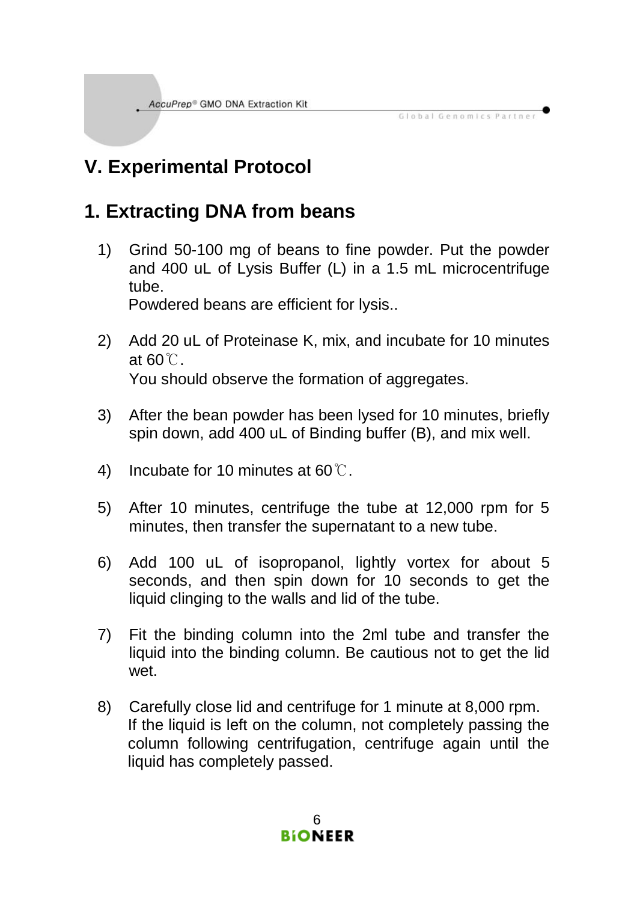# V. Experimental Protocol

## 1. Extracting DNA from beans

1) Grind 50-100 mg of beans to fine powder. Put the powder and 400 uL of Lysis Buffer (L) in a 1.5 mL microcentrifuge tube.
   Powdered beans are efficient for lysis..

2) Add 20 uL of Proteinase K, mix, and incubate for 10 minutes at 60℃.
   You should observe the formation of aggregates.

3) After the bean powder has been lysed for 10 minutes, briefly spin down, add 400 uL of Binding buffer (B), and mix well.

4) Incubate for 10 minutes at 60℃.

5) After 10 minutes, centrifuge the tube at 12,000 rpm for 5 minutes, then transfer the supernatant to a new tube.

6) Add 100 uL of isopropanol, lightly vortex for about 5 seconds, and then spin down for 10 seconds to get the liquid clinging to the walls and lid of the tube.

7) Fit the binding column into the 2ml tube and transfer the liquid into the binding column. Be cautious not to get the lid wet.

8) Carefully close lid and centrifuge for 1 minute at 8,000 rpm.
   If the liquid is left on the column, not completely passing the column following centrifugation, centrifuge again until the liquid has completely passed.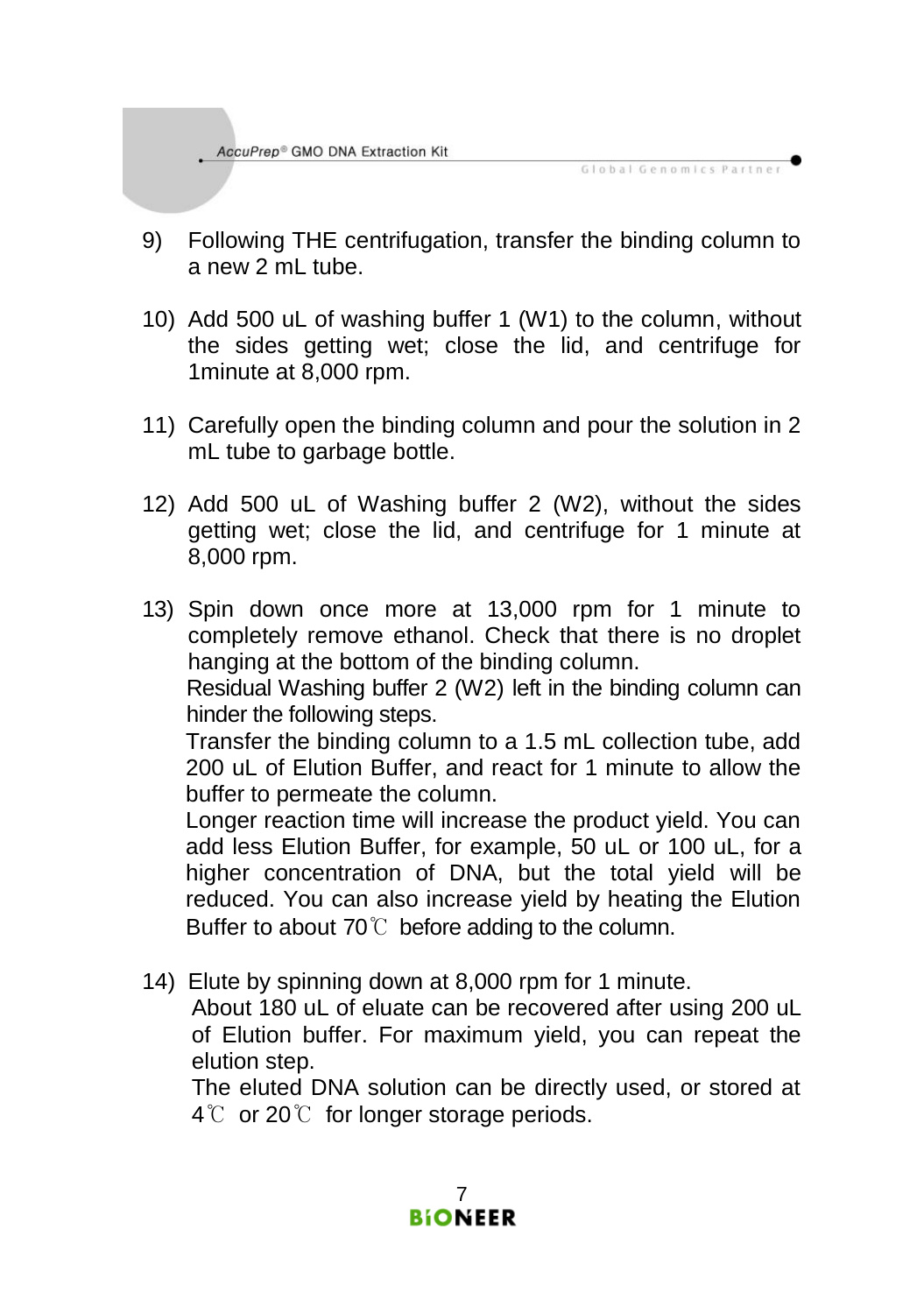9) Following THE centrifugation, transfer the binding column to a new 2 mL tube.

10) Add 500 uL of washing buffer 1 (W1) to the column, without the sides getting wet; close the lid, and centrifuge for 1minute at 8,000 rpm.

11) Carefully open the binding column and pour the solution in 2 mL tube to garbage bottle.

12) Add 500 uL of Washing buffer 2 (W2), without the sides getting wet; close the lid, and centrifuge for 1 minute at 8,000 rpm.

13) Spin down once more at 13,000 rpm for 1 minute to completely remove ethanol. Check that there is no droplet hanging at the bottom of the binding column.
    Residual Washing buffer 2 (W2) left in the binding column can hinder the following steps.
    Transfer the binding column to a 1.5 mL collection tube, add 200 uL of Elution Buffer, and react for 1 minute to allow the buffer to permeate the column.
    Longer reaction time will increase the product yield. You can add less Elution Buffer, for example, 50 uL or 100 uL, for a higher concentration of DNA, but the total yield will be reduced. You can also increase yield by heating the Elution Buffer to about 70℃ before adding to the column.

14) Elute by spinning down at 8,000 rpm for 1 minute.
    About 180 uL of eluate can be recovered after using 200 uL of Elution buffer. For maximum yield, you can repeat the elution step.
    The eluted DNA solution can be directly used, or stored at 4℃ or 20℃ for longer storage periods.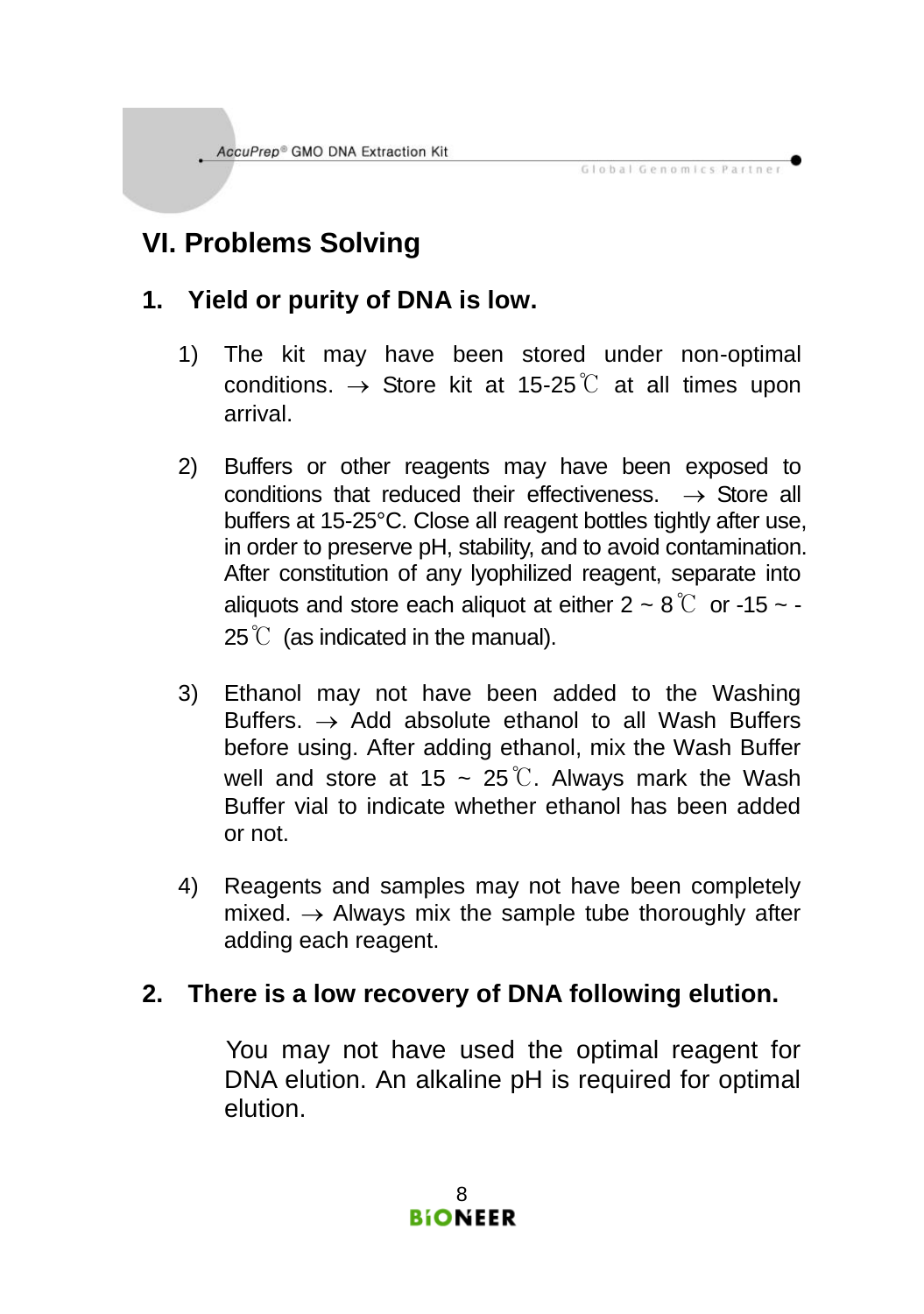# VI. Problems Solving

## 1. Yield or purity of DNA is low.

1) The kit may have been stored under non-optimal conditions. → Store kit at 15-25℃ at all times upon arrival.

2) Buffers or other reagents may have been exposed to conditions that reduced their effectiveness. → Store all buffers at 15-25°C. Close all reagent bottles tightly after use, in order to preserve pH, stability, and to avoid contamination. After constitution of any lyophilized reagent, separate into aliquots and store each aliquot at either 2 ~ 8℃ or -15 ~ -25℃ (as indicated in the manual).

3) Ethanol may not have been added to the Washing Buffers. → Add absolute ethanol to all Wash Buffers before using. After adding ethanol, mix the Wash Buffer well and store at 15 ~ 25℃. Always mark the Wash Buffer vial to indicate whether ethanol has been added or not.

4) Reagents and samples may not have been completely mixed. → Always mix the sample tube thoroughly after adding each reagent.

## 2. There is a low recovery of DNA following elution.

You may not have used the optimal reagent for DNA elution. An alkaline pH is required for optimal elution.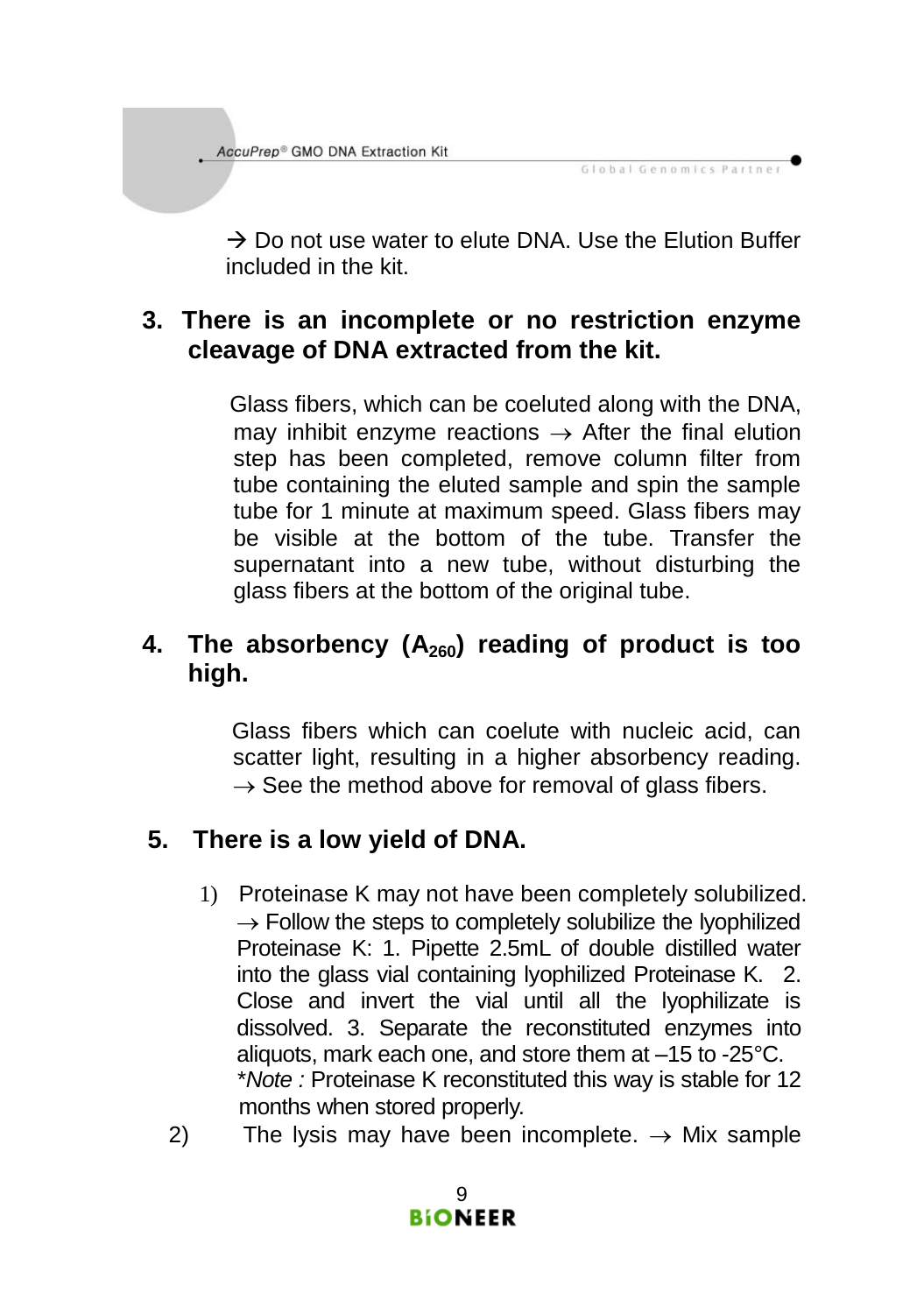→ Do not use water to elute DNA. Use the Elution Buffer included in the kit.

### 3. There is an incomplete or no restriction enzyme cleavage of DNA extracted from the kit.

Glass fibers, which can be coeluted along with the DNA, may inhibit enzyme reactions → After the final elution step has been completed, remove column filter from tube containing the eluted sample and spin the sample tube for 1 minute at maximum speed. Glass fibers may be visible at the bottom of the tube. Transfer the supernatant into a new tube, without disturbing the glass fibers at the bottom of the original tube.

### 4. The absorbency ($A_{260}$) reading of product is too high.

Glass fibers which can coelute with nucleic acid, can scatter light, resulting in a higher absorbency reading. → See the method above for removal of glass fibers.

### 5. There is a low yield of DNA.

1) Proteinase K may not have been completely solubilized. → Follow the steps to completely solubilize the lyophilized Proteinase K: 1. Pipette 2.5mL of double distilled water into the glass vial containing lyophilized Proteinase K. 2. Close and invert the vial until all the lyophilizate is dissolved. 3. Separate the reconstituted enzymes into aliquots, mark each one, and store them at –15 to -25°C.
*\*Note :* Proteinase K reconstituted this way is stable for 12 months when stored properly.
2) The lysis may have been incomplete. → Mix sample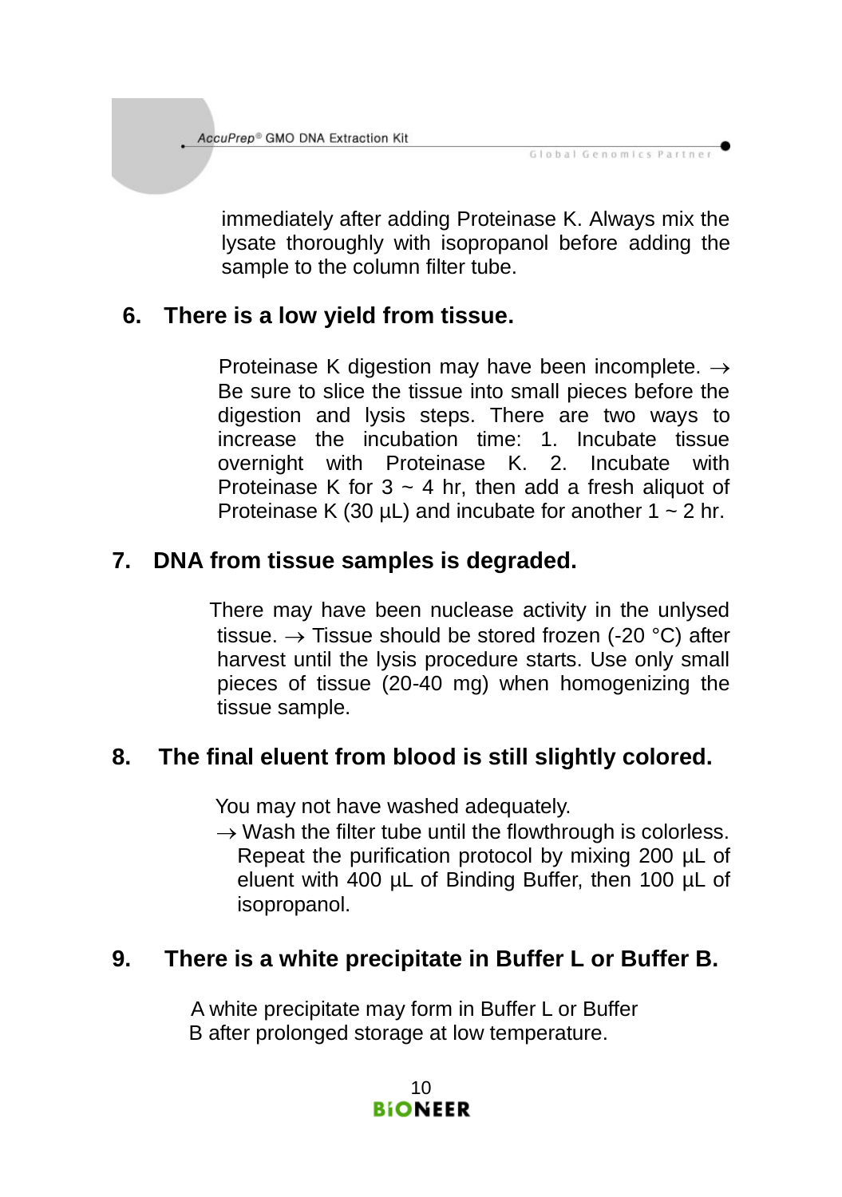immediately after adding Proteinase K. Always mix the lysate thoroughly with isopropanol before adding the sample to the column filter tube.

6. **There is a low yield from tissue.**

Proteinase K digestion may have been incomplete. → Be sure to slice the tissue into small pieces before the digestion and lysis steps. There are two ways to increase the incubation time: 1. Incubate tissue overnight with Proteinase K. 2. Incubate with Proteinase K for 3 ~ 4 hr, then add a fresh aliquot of Proteinase K (30 μL) and incubate for another 1 ~ 2 hr.

7. **DNA from tissue samples is degraded.**

There may have been nuclease activity in the unlysed tissue. → Tissue should be stored frozen (-20 °C) after harvest until the lysis procedure starts. Use only small pieces of tissue (20-40 mg) when homogenizing the tissue sample.

8. **The final eluent from blood is still slightly colored.**

You may not have washed adequately.
→ Wash the filter tube until the flowthrough is colorless. Repeat the purification protocol by mixing 200 μL of eluent with 400 μL of Binding Buffer, then 100 μL of isopropanol.

9. **There is a white precipitate in Buffer L or Buffer B.**

A white precipitate may form in Buffer L or Buffer B after prolonged storage at low temperature.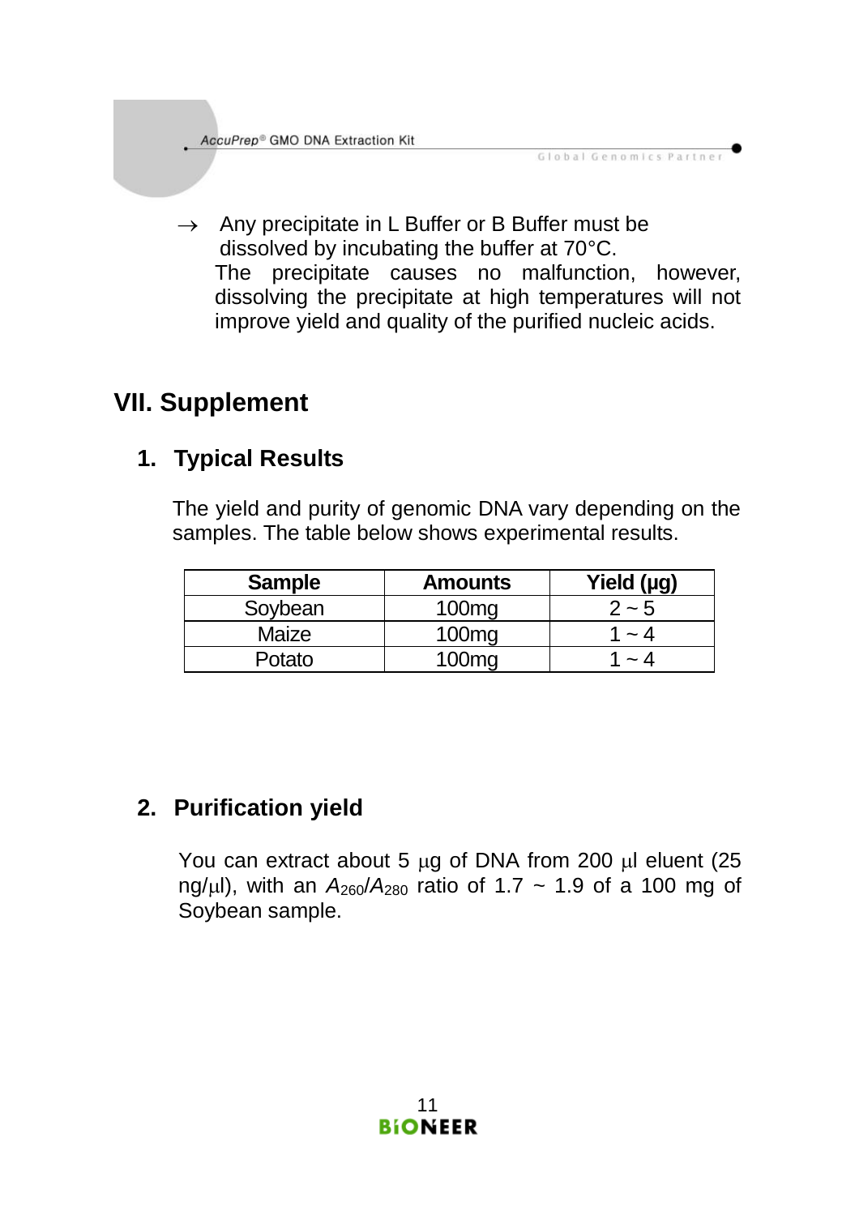→ Any precipitate in L Buffer or B Buffer must be dissolved by incubating the buffer at 70°C.
The precipitate causes no malfunction, however, dissolving the precipitate at high temperatures will not improve yield and quality of the purified nucleic acids.

# VII. Supplement

## 1. Typical Results

The yield and purity of genomic DNA vary depending on the samples. The table below shows experimental results.

| Sample | Amounts | Yield (μg) |
|---|---|---|
| Soybean | 100mg | 2 ~ 5 |
| Maize | 100mg | 1 ~ 4 |
| Potato | 100mg | 1 ~ 4 |

## 2. Purification yield

You can extract about 5 μg of DNA from 200 μl eluent (25 ng/μl), with an $A_{260}/A_{280}$ ratio of 1.7 ~ 1.9 of a 100 mg of Soybean sample.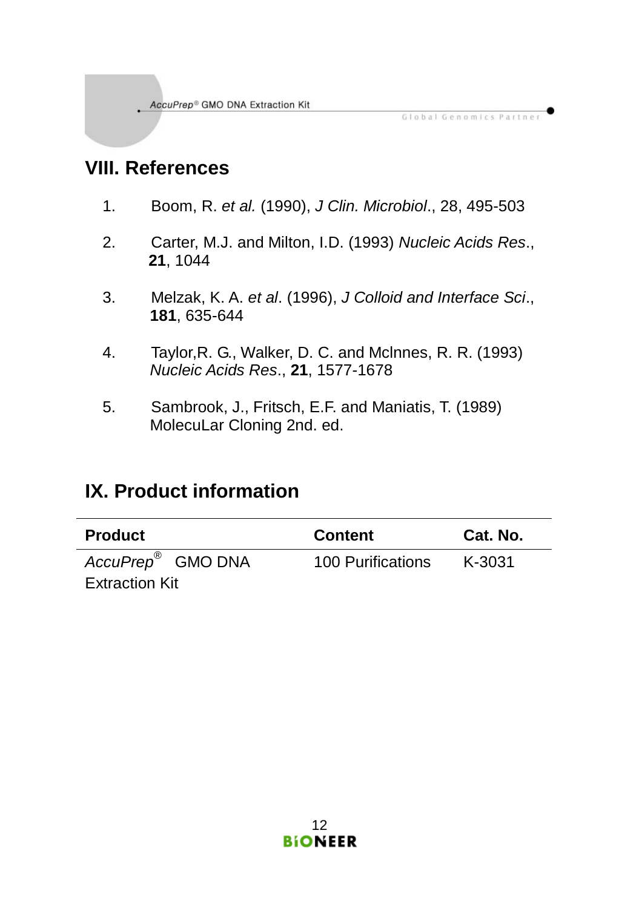## VIII. References

1. Boom, R. *et al.* (1990), *J Clin. Microbiol*., 28, 495-503
2. Carter, M.J. and Milton, I.D. (1993) *Nucleic Acids Res*., **21**, 1044
3. Melzak, K. A. *et al*. (1996), *J Colloid and Interface Sci*., **181**, 635-644
4. Taylor,R. G., Walker, D. C. and Mclnnes, R. R. (1993) *Nucleic Acids Res*., **21**, 1577-1678
5. Sambrook, J., Fritsch, E.F. and Maniatis, T. (1989) MolecuLar Cloning 2nd. ed.

## IX. Product information

| **Product** | **Content** | **Cat. No.** |
|---|---|---|
| *AccuPrep*® GMO DNA Extraction Kit | 100 Purifications | K-3031 |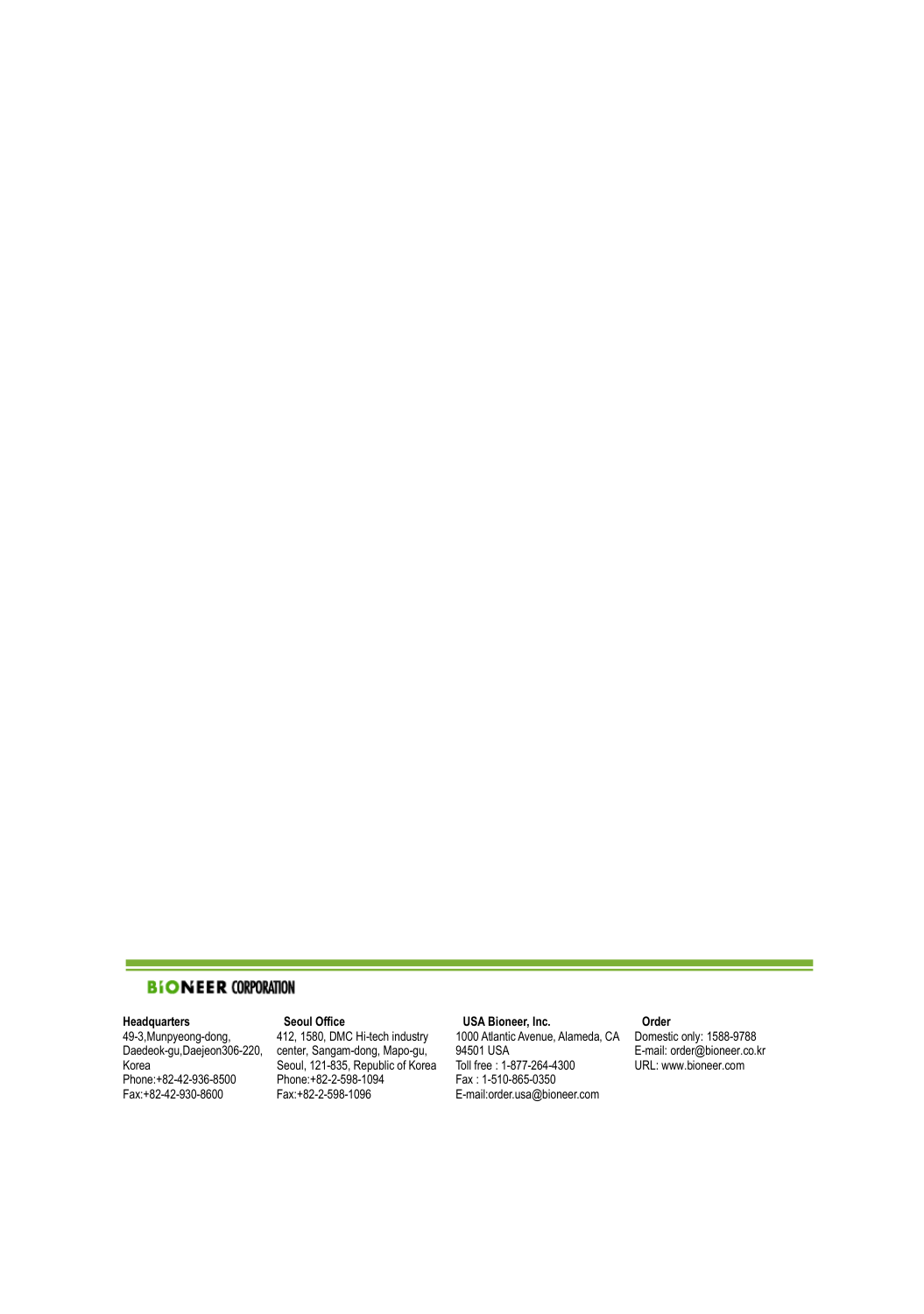**BiONEER CORPORATION**

**Headquarters**
49-3,Munpyeong-dong,
Daedeok-gu,Daejeon306-220,
Korea
Phone:+82-42-936-8500
Fax:+82-42-930-8600

**Seoul Office**
412, 1580, DMC Hi-tech industry
center, Sangam-dong, Mapo-gu,
Seoul, 121-835, Republic of Korea
Phone:+82-2-598-1094
Fax:+82-2-598-1096

**USA Bioneer, Inc.**
1000 Atlantic Avenue, Alameda, CA
94501 USA
Toll free : 1-877-264-4300
Fax : 1-510-865-0350
E-mail:order.usa@bioneer.com

**Order**
Domestic only: 1588-9788
E-mail: order@bioneer.co.kr
URL: www.bioneer.com